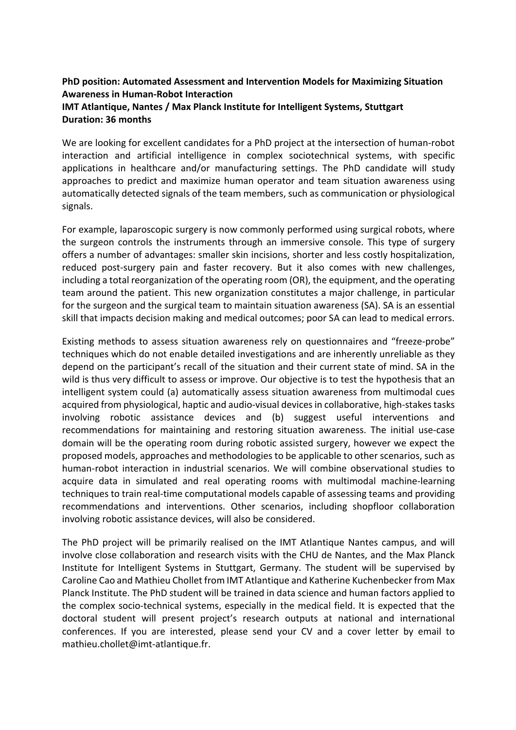**PhD position: Automated Assessment and Intervention Models for Maximizing Situation Awareness in Human-Robot Interaction**
**IMT Atlantique, Nantes / Max Planck Institute for Intelligent Systems, Stuttgart**
**Duration: 36 months**

We are looking for excellent candidates for a PhD project at the intersection of human-robot interaction and artificial intelligence in complex sociotechnical systems, with specific applications in healthcare and/or manufacturing settings. The PhD candidate will study approaches to predict and maximize human operator and team situation awareness using automatically detected signals of the team members, such as communication or physiological signals.

For example, laparoscopic surgery is now commonly performed using surgical robots, where the surgeon controls the instruments through an immersive console. This type of surgery offers a number of advantages: smaller skin incisions, shorter and less costly hospitalization, reduced post-surgery pain and faster recovery. But it also comes with new challenges, including a total reorganization of the operating room (OR), the equipment, and the operating team around the patient. This new organization constitutes a major challenge, in particular for the surgeon and the surgical team to maintain situation awareness (SA). SA is an essential skill that impacts decision making and medical outcomes; poor SA can lead to medical errors.

Existing methods to assess situation awareness rely on questionnaires and "freeze-probe" techniques which do not enable detailed investigations and are inherently unreliable as they depend on the participant's recall of the situation and their current state of mind. SA in the wild is thus very difficult to assess or improve. Our objective is to test the hypothesis that an intelligent system could (a) automatically assess situation awareness from multimodal cues acquired from physiological, haptic and audio-visual devices in collaborative, high-stakes tasks involving robotic assistance devices and (b) suggest useful interventions and recommendations for maintaining and restoring situation awareness. The initial use-case domain will be the operating room during robotic assisted surgery, however we expect the proposed models, approaches and methodologies to be applicable to other scenarios, such as human-robot interaction in industrial scenarios. We will combine observational studies to acquire data in simulated and real operating rooms with multimodal machine-learning techniques to train real-time computational models capable of assessing teams and providing recommendations and interventions. Other scenarios, including shopfloor collaboration involving robotic assistance devices, will also be considered.

The PhD project will be primarily realised on the IMT Atlantique Nantes campus, and will involve close collaboration and research visits with the CHU de Nantes, and the Max Planck Institute for Intelligent Systems in Stuttgart, Germany. The student will be supervised by Caroline Cao and Mathieu Chollet from IMT Atlantique and Katherine Kuchenbecker from Max Planck Institute. The PhD student will be trained in data science and human factors applied to the complex socio-technical systems, especially in the medical field. It is expected that the doctoral student will present project's research outputs at national and international conferences. If you are interested, please send your CV and a cover letter by email to mathieu.chollet@imt-atlantique.fr.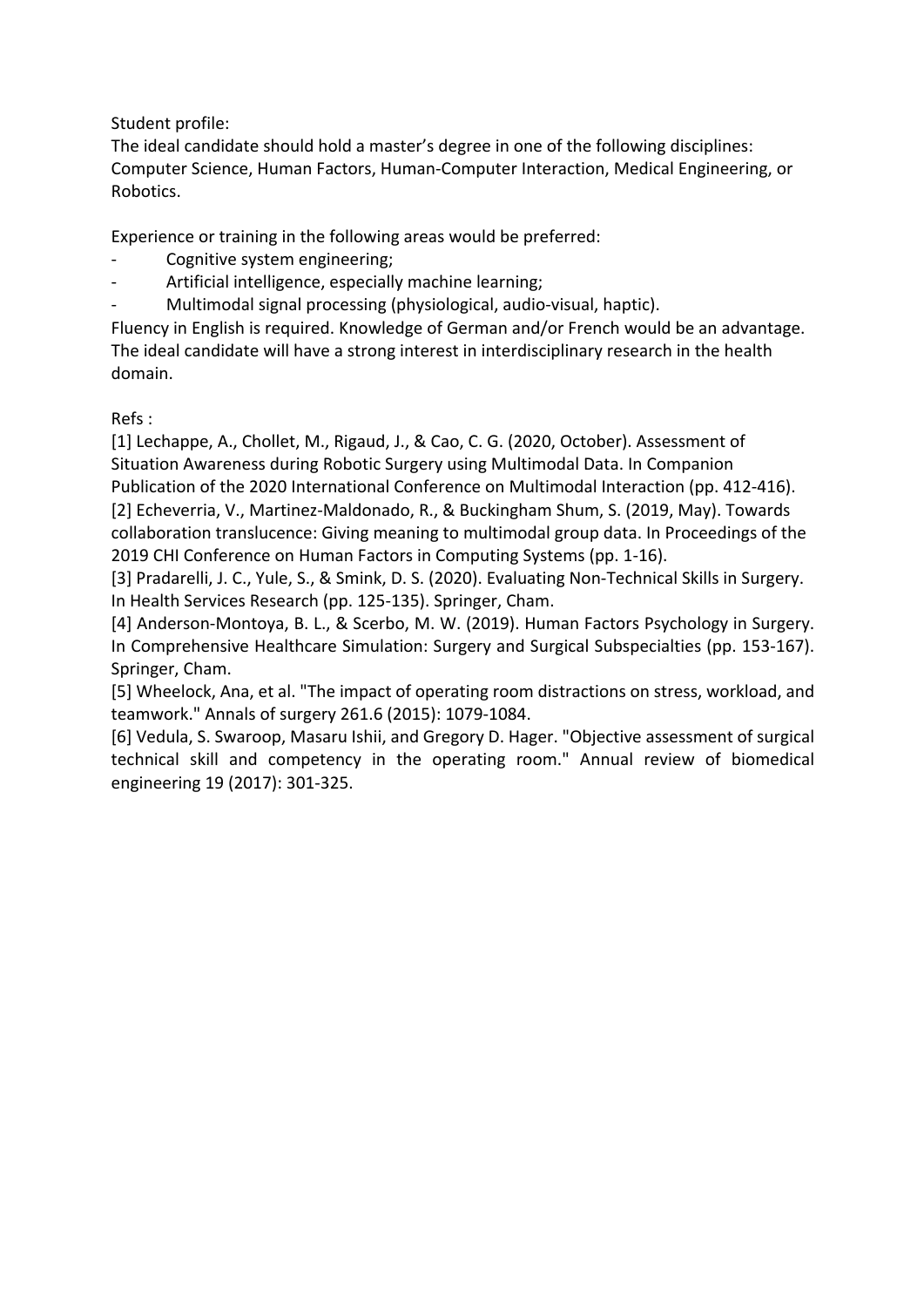Student profile:
The ideal candidate should hold a master's degree in one of the following disciplines: Computer Science, Human Factors, Human-Computer Interaction, Medical Engineering, or Robotics.

Experience or training in the following areas would be preferred:

- Cognitive system engineering;
- Artificial intelligence, especially machine learning;
- Multimodal signal processing (physiological, audio-visual, haptic).

Fluency in English is required. Knowledge of German and/or French would be an advantage. The ideal candidate will have a strong interest in interdisciplinary research in the health domain.

Refs :
[1] Lechappe, A., Chollet, M., Rigaud, J., & Cao, C. G. (2020, October). Assessment of Situation Awareness during Robotic Surgery using Multimodal Data. In Companion Publication of the 2020 International Conference on Multimodal Interaction (pp. 412-416).
[2] Echeverria, V., Martinez-Maldonado, R., & Buckingham Shum, S. (2019, May). Towards collaboration translucence: Giving meaning to multimodal group data. In Proceedings of the 2019 CHI Conference on Human Factors in Computing Systems (pp. 1-16).
[3] Pradarelli, J. C., Yule, S., & Smink, D. S. (2020). Evaluating Non-Technical Skills in Surgery. In Health Services Research (pp. 125-135). Springer, Cham.
[4] Anderson-Montoya, B. L., & Scerbo, M. W. (2019). Human Factors Psychology in Surgery. In Comprehensive Healthcare Simulation: Surgery and Surgical Subspecialties (pp. 153-167). Springer, Cham.
[5] Wheelock, Ana, et al. "The impact of operating room distractions on stress, workload, and teamwork." Annals of surgery 261.6 (2015): 1079-1084.
[6] Vedula, S. Swaroop, Masaru Ishii, and Gregory D. Hager. "Objective assessment of surgical technical skill and competency in the operating room." Annual review of biomedical engineering 19 (2017): 301-325.